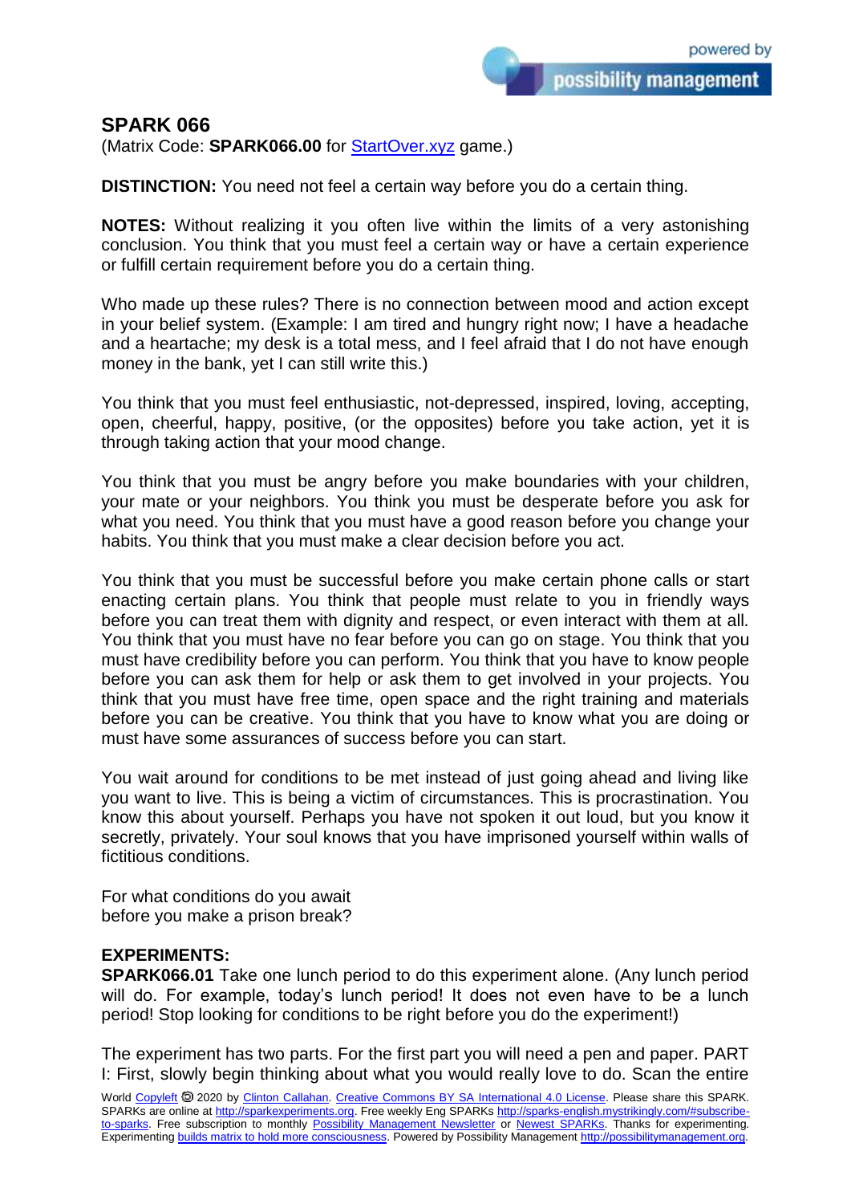## SPARK 066

(Matrix Code: **SPARK066.00** for StartOver.xyz game.)

**DISTINCTION:** You need not feel a certain way before you do a certain thing.

**NOTES:** Without realizing it you often live within the limits of a very astonishing conclusion. You think that you must feel a certain way or have a certain experience or fulfill certain requirement before you do a certain thing.

Who made up these rules? There is no connection between mood and action except in your belief system. (Example: I am tired and hungry right now; I have a headache and a heartache; my desk is a total mess, and I feel afraid that I do not have enough money in the bank, yet I can still write this.)

You think that you must feel enthusiastic, not-depressed, inspired, loving, accepting, open, cheerful, happy, positive, (or the opposites) before you take action, yet it is through taking action that your mood change.

You think that you must be angry before you make boundaries with your children, your mate or your neighbors. You think you must be desperate before you ask for what you need. You think that you must have a good reason before you change your habits. You think that you must make a clear decision before you act.

You think that you must be successful before you make certain phone calls or start enacting certain plans. You think that people must relate to you in friendly ways before you can treat them with dignity and respect, or even interact with them at all. You think that you must have no fear before you can go on stage. You think that you must have credibility before you can perform. You think that you have to know people before you can ask them for help or ask them to get involved in your projects. You think that you must have free time, open space and the right training and materials before you can be creative. You think that you have to know what you are doing or must have some assurances of success before you can start.

You wait around for conditions to be met instead of just going ahead and living like you want to live. This is being a victim of circumstances. This is procrastination. You know this about yourself. Perhaps you have not spoken it out loud, but you know it secretly, privately. Your soul knows that you have imprisoned yourself within walls of fictitious conditions.

For what conditions do you await
before you make a prison break?

**EXPERIMENTS:**

**SPARK066.01** Take one lunch period to do this experiment alone. (Any lunch period will do. For example, today's lunch period! It does not even have to be a lunch period! Stop looking for conditions to be right before you do the experiment!)

The experiment has two parts. For the first part you will need a pen and paper. PART I: First, slowly begin thinking about what you would really love to do. Scan the entire

World Copyleft 🄯 2020 by Clinton Callahan. Creative Commons BY SA International 4.0 License. Please share this SPARK. SPARKs are online at http://sparkexperiments.org. Free weekly Eng SPARKs http://sparks-english.mystrikingly.com/#subscribe-to-sparks. Free subscription to monthly Possibility Management Newsletter or Newest SPARKs. Thanks for experimenting. Experimenting builds matrix to hold more consciousness. Powered by Possibility Management http://possibilitymanagement.org.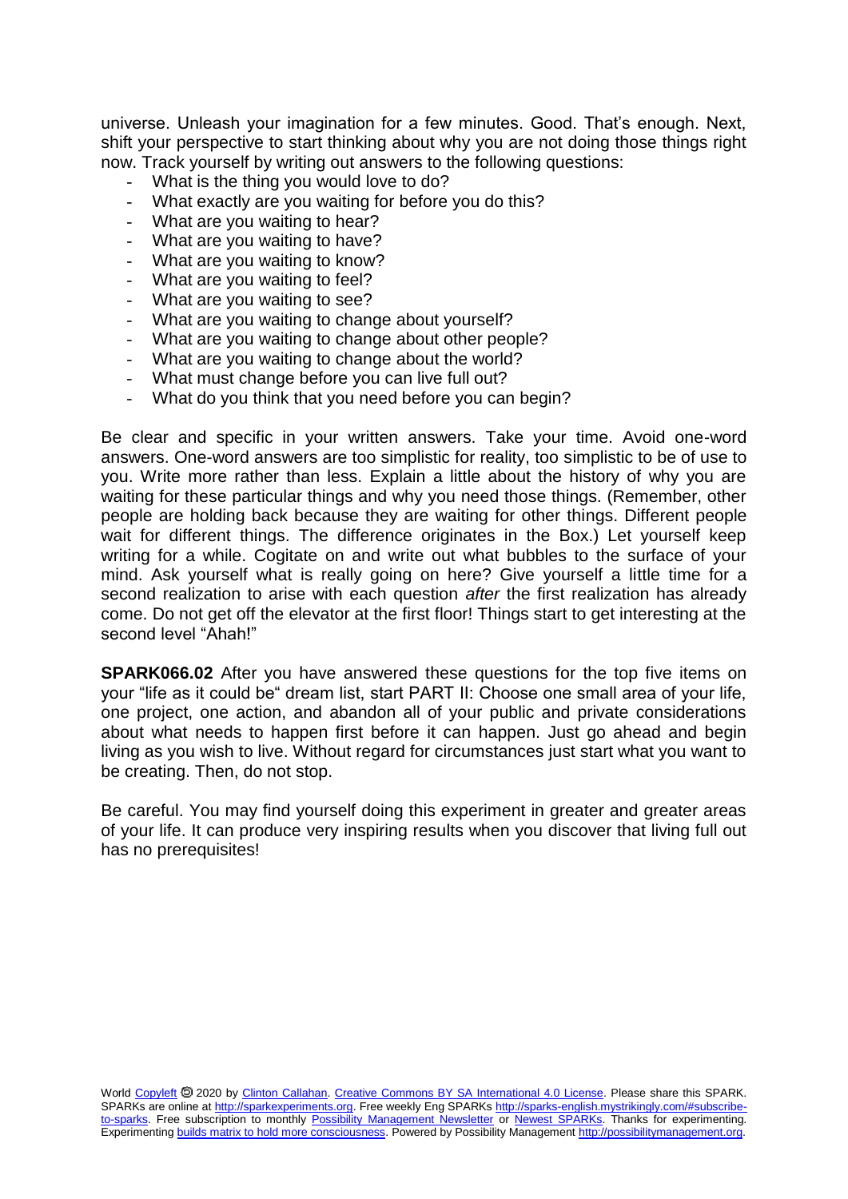universe. Unleash your imagination for a few minutes. Good. That's enough. Next, shift your perspective to start thinking about why you are not doing those things right now. Track yourself by writing out answers to the following questions:

- What is the thing you would love to do?
- What exactly are you waiting for before you do this?
- What are you waiting to hear?
- What are you waiting to have?
- What are you waiting to know?
- What are you waiting to feel?
- What are you waiting to see?
- What are you waiting to change about yourself?
- What are you waiting to change about other people?
- What are you waiting to change about the world?
- What must change before you can live full out?
- What do you think that you need before you can begin?

Be clear and specific in your written answers. Take your time. Avoid one-word answers. One-word answers are too simplistic for reality, too simplistic to be of use to you. Write more rather than less. Explain a little about the history of why you are waiting for these particular things and why you need those things. (Remember, other people are holding back because they are waiting for other things. Different people wait for different things. The difference originates in the Box.) Let yourself keep writing for a while. Cogitate on and write out what bubbles to the surface of your mind. Ask yourself what is really going on here? Give yourself a little time for a second realization to arise with each question *after* the first realization has already come. Do not get off the elevator at the first floor! Things start to get interesting at the second level "Ahah!"

**SPARK066.02** After you have answered these questions for the top five items on your "life as it could be" dream list, start PART II: Choose one small area of your life, one project, one action, and abandon all of your public and private considerations about what needs to happen first before it can happen. Just go ahead and begin living as you wish to live. Without regard for circumstances just start what you want to be creating. Then, do not stop.

Be careful. You may find yourself doing this experiment in greater and greater areas of your life. It can produce very inspiring results when you discover that living full out has no prerequisites!